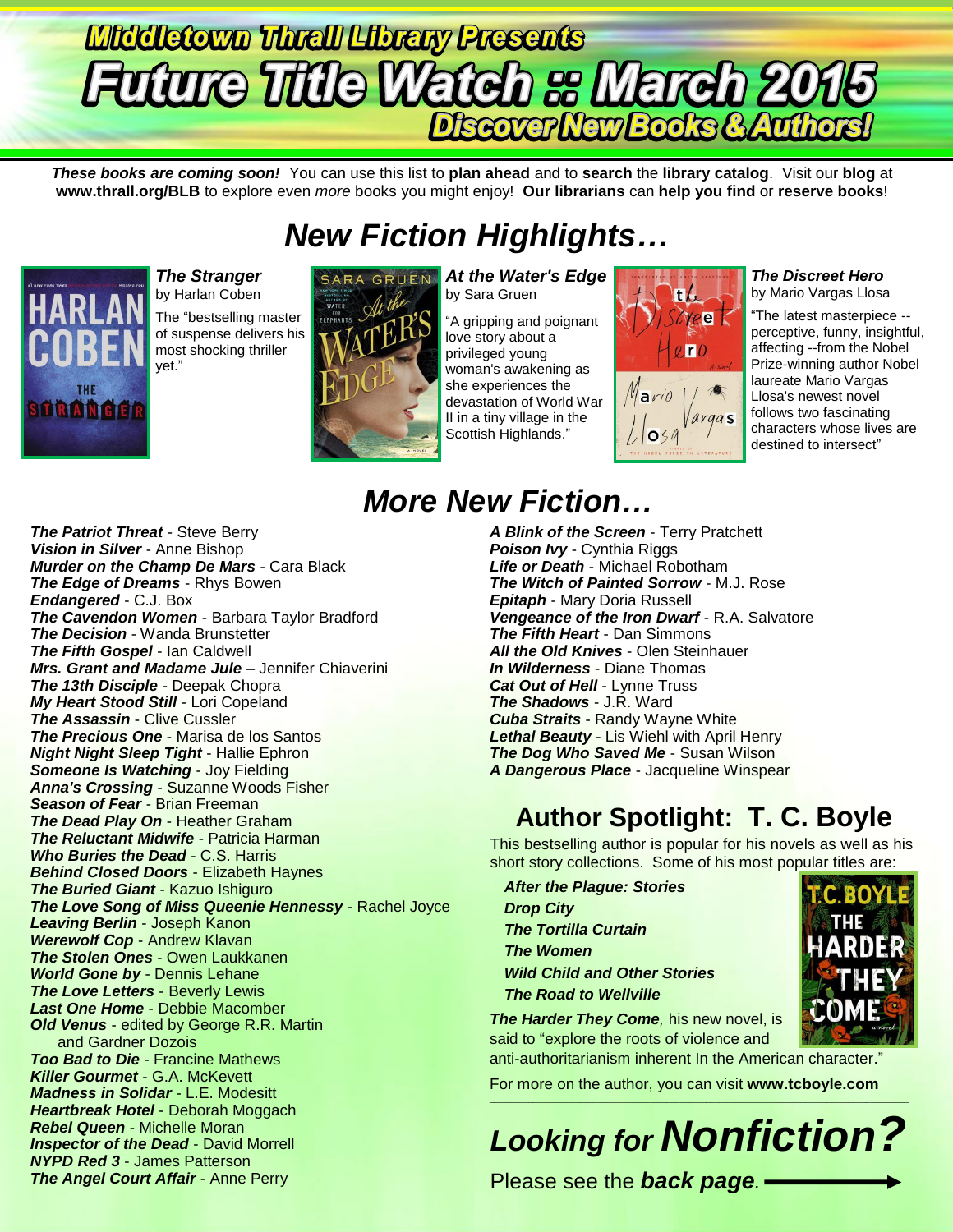# Middletown Thrall Library Presents

# Future Title Watch :: March 2015

## Discover New Books & Authors!

***These books are coming soon!*** You can use this list to **plan ahead** and to **search** the **library catalog**. Visit our **blog** at **www.thrall.org/BLB** to explore even *more* books you might enjoy! **Our librarians** can **help you find** or **reserve books**!

## *New Fiction Highlights…*

***The Stranger***
by Harlan Coben

The "bestselling master of suspense delivers his most shocking thriller yet."

***At the Water's Edge***
by Sara Gruen

"A gripping and poignant love story about a privileged young woman's awakening as she experiences the devastation of World War II in a tiny village in the Scottish Highlands."

***The Discreet Hero***
by Mario Vargas Llosa

"The latest masterpiece -- perceptive, funny, insightful, affecting --from the Nobel Prize-winning author Nobel laureate Mario Vargas Llosa's newest novel follows two fascinating characters whose lives are destined to intersect"

## *More New Fiction…*

***The Patriot Threat*** - Steve Berry
***Vision in Silver*** - Anne Bishop
***Murder on the Champ De Mars*** - Cara Black
***The Edge of Dreams*** - Rhys Bowen
***Endangered*** - C.J. Box
***The Cavendon Women*** - Barbara Taylor Bradford
***The Decision*** - Wanda Brunstetter
***The Fifth Gospel*** - Ian Caldwell
***Mrs. Grant and Madame Jule*** – Jennifer Chiaverini
***The 13th Disciple*** - Deepak Chopra
***My Heart Stood Still*** - Lori Copeland
***The Assassin*** - Clive Cussler
***The Precious One*** - Marisa de los Santos
***Night Night Sleep Tight*** - Hallie Ephron
***Someone Is Watching*** - Joy Fielding
***Anna's Crossing*** - Suzanne Woods Fisher
***Season of Fear*** - Brian Freeman
***The Dead Play On*** - Heather Graham
***The Reluctant Midwife*** - Patricia Harman
***Who Buries the Dead*** - C.S. Harris
***Behind Closed Doors*** - Elizabeth Haynes
***The Buried Giant*** - Kazuo Ishiguro
***The Love Song of Miss Queenie Hennessy*** - Rachel Joyce
***Leaving Berlin*** - Joseph Kanon
***Werewolf Cop*** - Andrew Klavan
***The Stolen Ones*** - Owen Laukkanen
***World Gone by*** - Dennis Lehane
***The Love Letters*** - Beverly Lewis
***Last One Home*** - Debbie Macomber
***Old Venus*** - edited by George R.R. Martin and Gardner Dozois
***Too Bad to Die*** - Francine Mathews
***Killer Gourmet*** - G.A. McKevett
***Madness in Solidar*** - L.E. Modesitt
***Heartbreak Hotel*** - Deborah Moggach
***Rebel Queen*** - Michelle Moran
***Inspector of the Dead*** - David Morrell
***NYPD Red 3*** - James Patterson
***The Angel Court Affair*** - Anne Perry
***A Blink of the Screen*** - Terry Pratchett
***Poison Ivy*** - Cynthia Riggs
***Life or Death*** - Michael Robotham
***The Witch of Painted Sorrow*** - M.J. Rose
***Epitaph*** - Mary Doria Russell
***Vengeance of the Iron Dwarf*** - R.A. Salvatore
***The Fifth Heart*** - Dan Simmons
***All the Old Knives*** - Olen Steinhauer
***In Wilderness*** - Diane Thomas
***Cat Out of Hell*** - Lynne Truss
***The Shadows*** - J.R. Ward
***Cuba Straits*** - Randy Wayne White
***Lethal Beauty*** - Lis Wiehl with April Henry
***The Dog Who Saved Me*** - Susan Wilson
***A Dangerous Place*** - Jacqueline Winspear

## Author Spotlight: T. C. Boyle

This bestselling author is popular for his novels as well as his short story collections. Some of his most popular titles are:

***After the Plague: Stories***
***Drop City***
***The Tortilla Curtain***
***The Women***
***Wild Child and Other Stories***
***The Road to Wellville***

***The Harder They Come****,* his new novel, is said to "explore the roots of violence and anti-authoritarianism inherent In the American character."

For more on the author, you can visit **www.tcboyle.com**

## *Looking for* ***Nonfiction?***

Please see the ***back page.*** ⟶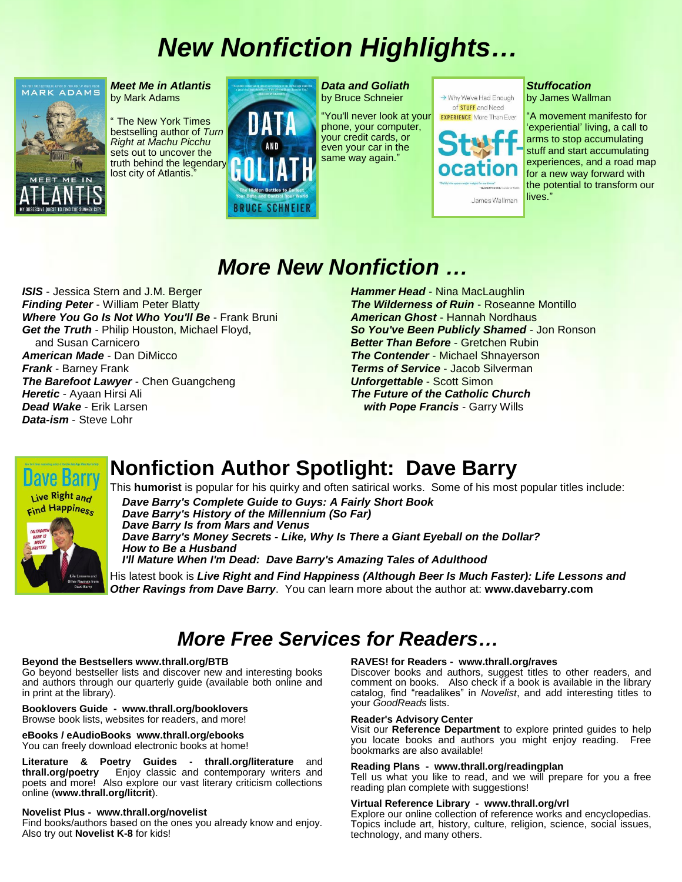# *New Nonfiction Highlights…*

***Meet Me in Atlantis***
by Mark Adams

" The New York Times bestselling author of *Turn Right at Machu Picchu* sets out to uncover the truth behind the legendary lost city of Atlantis."

***Data and Goliath***
by Bruce Schneier

"You'll never look at your phone, your computer, your credit cards, or even your car in the same way again."

***Stuffocation***
by James Wallman

"A movement manifesto for 'experiential' living, a call to arms to stop accumulating stuff and start accumulating experiences, and a road map for a new way forward with the potential to transform our lives."

# *More New Nonfiction …*

***ISIS*** - Jessica Stern and J.M. Berger
***Finding Peter*** - William Peter Blatty
***Where You Go Is Not Who You'll Be*** - Frank Bruni
***Get the Truth*** - Philip Houston, Michael Floyd, and Susan Carnicero
***American Made*** - Dan DiMicco
***Frank*** - Barney Frank
***The Barefoot Lawyer*** - Chen Guangcheng
***Heretic*** - Ayaan Hirsi Ali
***Dead Wake*** - Erik Larsen
***Data-ism*** - Steve Lohr
***Hammer Head*** - Nina MacLaughlin
***The Wilderness of Ruin*** - Roseanne Montillo
***American Ghost*** - Hannah Nordhaus
***So You've Been Publicly Shamed*** - Jon Ronson
***Better Than Before*** - Gretchen Rubin
***The Contender*** - Michael Shnayerson
***Terms of Service*** - Jacob Silverman
***Unforgettable*** - Scott Simon
***The Future of the Catholic Church with Pope Francis*** - Garry Wills

# Nonfiction Author Spotlight: Dave Barry

This **humorist** is popular for his quirky and often satirical works. Some of his most popular titles include:

***Dave Barry's Complete Guide to Guys: A Fairly Short Book***
***Dave Barry's History of the Millennium (So Far)***
***Dave Barry Is from Mars and Venus***
***Dave Barry's Money Secrets - Like, Why Is There a Giant Eyeball on the Dollar?***
***How to Be a Husband***
***I'll Mature When I'm Dead: Dave Barry's Amazing Tales of Adulthood***

His latest book is ***Live Right and Find Happiness (Although Beer Is Much Faster): Life Lessons and Other Ravings from Dave Barry***. You can learn more about the author at: **www.davebarry.com**

# *More Free Services for Readers…*

**Beyond the Bestsellers www.thrall.org/BTB**
Go beyond bestseller lists and discover new and interesting books and authors through our quarterly guide (available both online and in print at the library).

**Booklovers Guide - www.thrall.org/booklovers**
Browse book lists, websites for readers, and more!

**eBooks / eAudioBooks www.thrall.org/ebooks**
You can freely download electronic books at home!

**Literature & Poetry Guides - thrall.org/literature** and **thrall.org/poetry** Enjoy classic and contemporary writers and poets and more! Also explore our vast literary criticism collections online (**www.thrall.org/litcrit**).

**Novelist Plus - www.thrall.org/novelist**
Find books/authors based on the ones you already know and enjoy. Also try out **Novelist K-8** for kids!

**RAVES! for Readers - www.thrall.org/raves**
Discover books and authors, suggest titles to other readers, and comment on books. Also check if a book is available in the library catalog, find "readalikes" in *Novelist*, and add interesting titles to your *GoodReads* lists.

**Reader's Advisory Center**
Visit our **Reference Department** to explore printed guides to help you locate books and authors you might enjoy reading. Free bookmarks are also available!

**Reading Plans - www.thrall.org/readingplan**
Tell us what you like to read, and we will prepare for you a free reading plan complete with suggestions!

**Virtual Reference Library - www.thrall.org/vrl**
Explore our online collection of reference works and encyclopedias. Topics include art, history, culture, religion, science, social issues, technology, and many others.